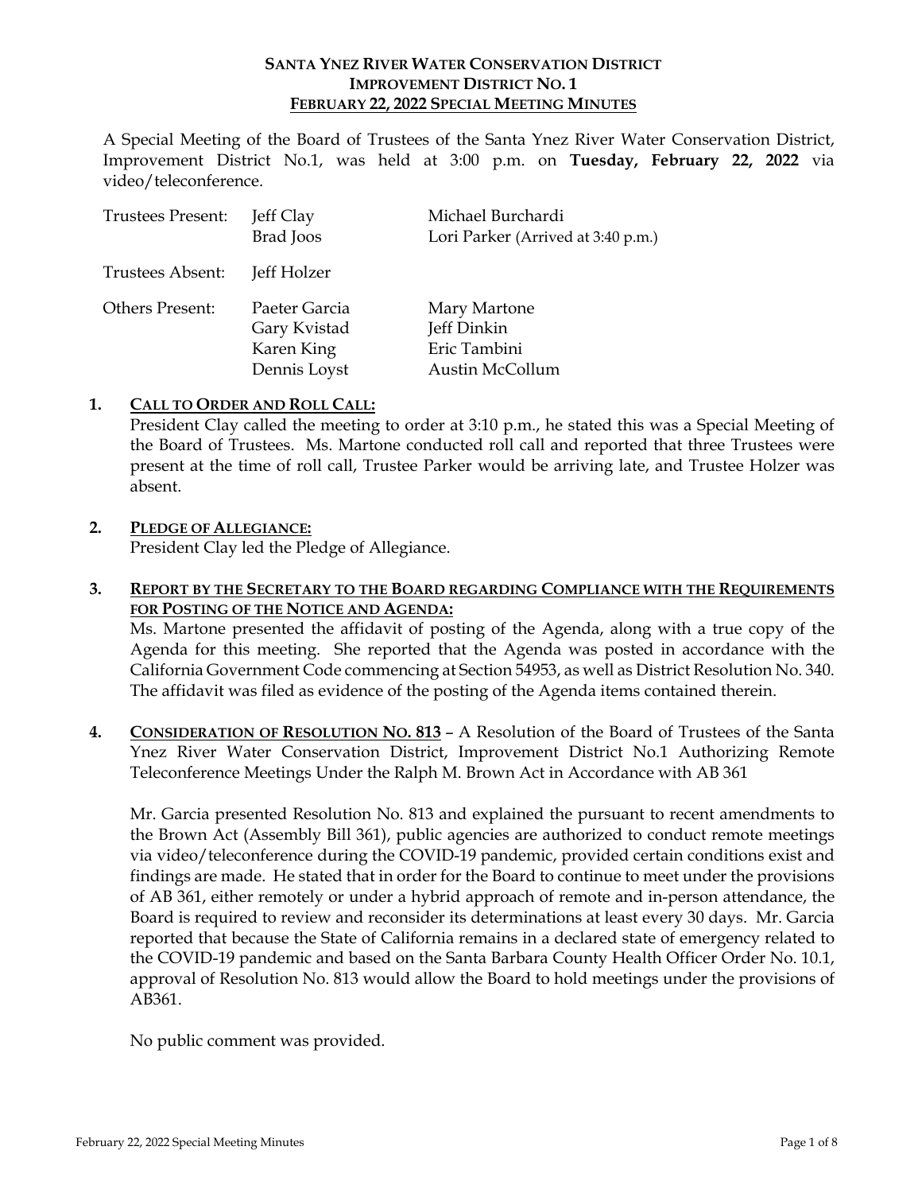# SANTA YNEZ RIVER WATER CONSERVATION DISTRICT
## IMPROVEMENT DISTRICT NO. 1
## FEBRUARY 22, 2022 SPECIAL MEETING MINUTES

A Special Meeting of the Board of Trustees of the Santa Ynez River Water Conservation District, Improvement District No.1, was held at 3:00 p.m. on **Tuesday, February 22, 2022** via video/teleconference.

| | | |
|---|---|---|
| Trustees Present: | Jeff Clay | Michael Burchardi |
| | Brad Joos | Lori Parker (Arrived at 3:40 p.m.) |
| Trustees Absent: | Jeff Holzer | |
| Others Present: | Paeter Garcia | Mary Martone |
| | Gary Kvistad | Jeff Dinkin |
| | Karen King | Eric Tambini |
| | Dennis Loyst | Austin McCollum |

**1. CALL TO ORDER AND ROLL CALL:**

President Clay called the meeting to order at 3:10 p.m., he stated this was a Special Meeting of the Board of Trustees. Ms. Martone conducted roll call and reported that three Trustees were present at the time of roll call, Trustee Parker would be arriving late, and Trustee Holzer was absent.

**2. PLEDGE OF ALLEGIANCE:**

President Clay led the Pledge of Allegiance.

**3. REPORT BY THE SECRETARY TO THE BOARD REGARDING COMPLIANCE WITH THE REQUIREMENTS FOR POSTING OF THE NOTICE AND AGENDA:**

Ms. Martone presented the affidavit of posting of the Agenda, along with a true copy of the Agenda for this meeting. She reported that the Agenda was posted in accordance with the California Government Code commencing at Section 54953, as well as District Resolution No. 340. The affidavit was filed as evidence of the posting of the Agenda items contained therein.

**4. CONSIDERATION OF RESOLUTION NO. 813** – A Resolution of the Board of Trustees of the Santa Ynez River Water Conservation District, Improvement District No.1 Authorizing Remote Teleconference Meetings Under the Ralph M. Brown Act in Accordance with AB 361

Mr. Garcia presented Resolution No. 813 and explained the pursuant to recent amendments to the Brown Act (Assembly Bill 361), public agencies are authorized to conduct remote meetings via video/teleconference during the COVID-19 pandemic, provided certain conditions exist and findings are made. He stated that in order for the Board to continue to meet under the provisions of AB 361, either remotely or under a hybrid approach of remote and in-person attendance, the Board is required to review and reconsider its determinations at least every 30 days. Mr. Garcia reported that because the State of California remains in a declared state of emergency related to the COVID-19 pandemic and based on the Santa Barbara County Health Officer Order No. 10.1, approval of Resolution No. 813 would allow the Board to hold meetings under the provisions of AB361.

No public comment was provided.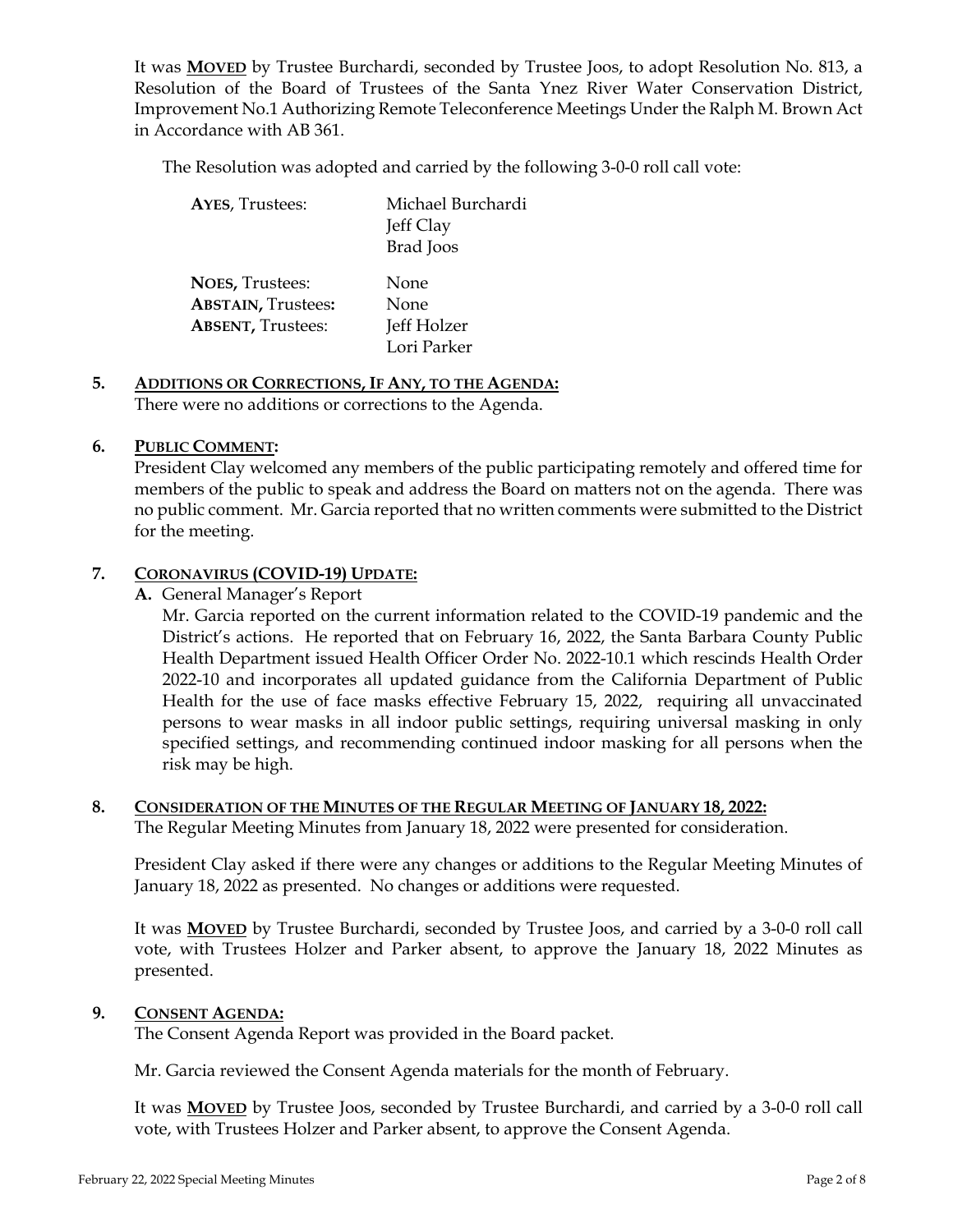It was **MOVED** by Trustee Burchardi, seconded by Trustee Joos, to adopt Resolution No. 813, a Resolution of the Board of Trustees of the Santa Ynez River Water Conservation District, Improvement No.1 Authorizing Remote Teleconference Meetings Under the Ralph M. Brown Act in Accordance with AB 361.

The Resolution was adopted and carried by the following 3-0-0 roll call vote:

| | |
|---|---|
| **AYES**, Trustees: | Michael Burchardi<br>Jeff Clay<br>Brad Joos |
| **NOES,** Trustees: | None |
| **ABSTAIN,** Trustees: | None |
| **ABSENT,** Trustees: | Jeff Holzer<br>Lori Parker |

**5. ADDITIONS OR CORRECTIONS, IF ANY, TO THE AGENDA:**

There were no additions or corrections to the Agenda.

**6. PUBLIC COMMENT:**

President Clay welcomed any members of the public participating remotely and offered time for members of the public to speak and address the Board on matters not on the agenda. There was no public comment. Mr. Garcia reported that no written comments were submitted to the District for the meeting.

**7. CORONAVIRUS (COVID-19) UPDATE:**

**A.** General Manager's Report

Mr. Garcia reported on the current information related to the COVID-19 pandemic and the District's actions. He reported that on February 16, 2022, the Santa Barbara County Public Health Department issued Health Officer Order No. 2022-10.1 which rescinds Health Order 2022-10 and incorporates all updated guidance from the California Department of Public Health for the use of face masks effective February 15, 2022, requiring all unvaccinated persons to wear masks in all indoor public settings, requiring universal masking in only specified settings, and recommending continued indoor masking for all persons when the risk may be high.

**8. CONSIDERATION OF THE MINUTES OF THE REGULAR MEETING OF JANUARY 18, 2022:**

The Regular Meeting Minutes from January 18, 2022 were presented for consideration.

President Clay asked if there were any changes or additions to the Regular Meeting Minutes of January 18, 2022 as presented. No changes or additions were requested.

It was **MOVED** by Trustee Burchardi, seconded by Trustee Joos, and carried by a 3-0-0 roll call vote, with Trustees Holzer and Parker absent, to approve the January 18, 2022 Minutes as presented.

**9. CONSENT AGENDA:**

The Consent Agenda Report was provided in the Board packet.

Mr. Garcia reviewed the Consent Agenda materials for the month of February.

It was **MOVED** by Trustee Joos, seconded by Trustee Burchardi, and carried by a 3-0-0 roll call vote, with Trustees Holzer and Parker absent, to approve the Consent Agenda.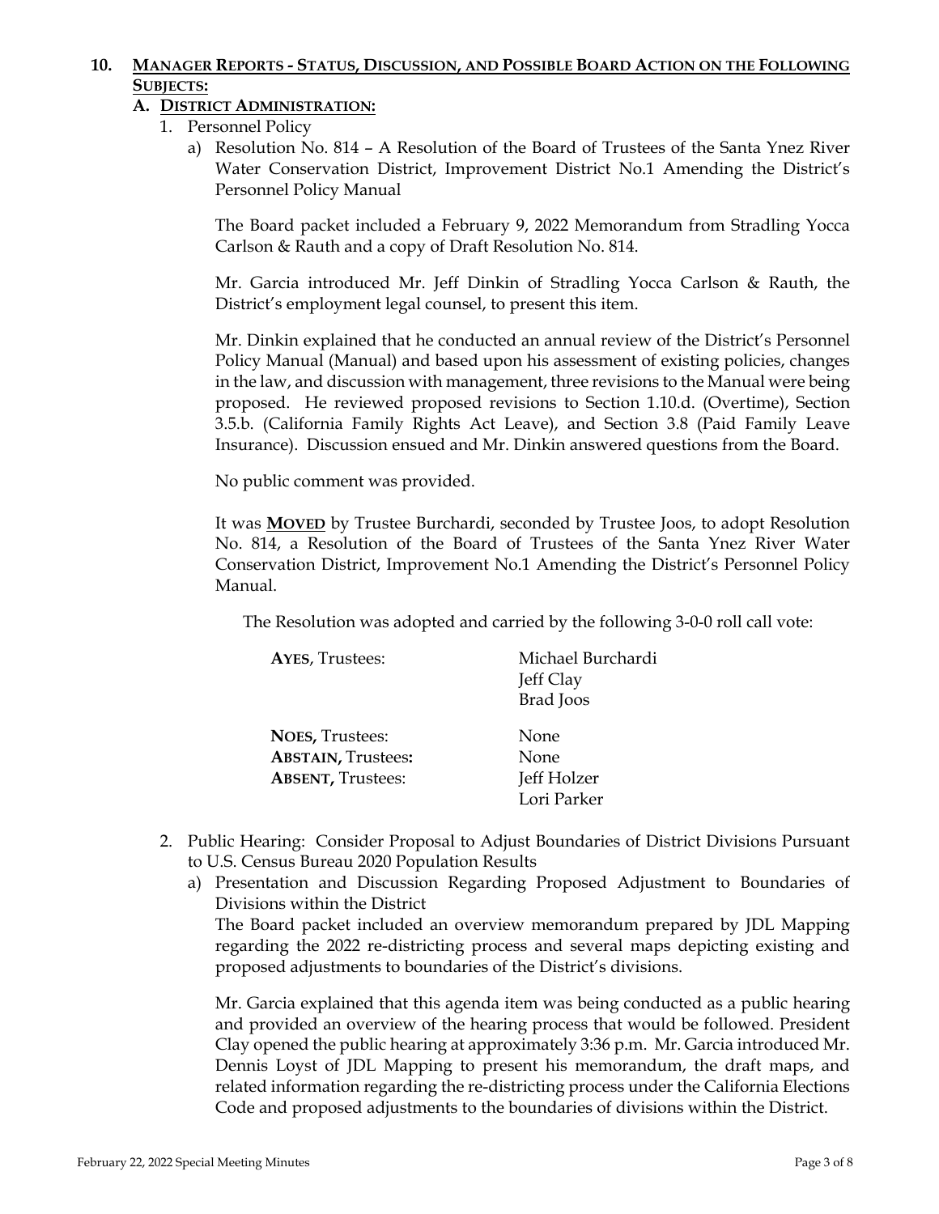## 10. <u>MANAGER REPORTS - STATUS, DISCUSSION, AND POSSIBLE BOARD ACTION ON THE FOLLOWING SUBJECTS:</u>

### A. <u>DISTRICT ADMINISTRATION:</u>

1. Personnel Policy
   a) Resolution No. 814 – A Resolution of the Board of Trustees of the Santa Ynez River Water Conservation District, Improvement District No.1 Amending the District's Personnel Policy Manual

      The Board packet included a February 9, 2022 Memorandum from Stradling Yocca Carlson & Rauth and a copy of Draft Resolution No. 814.

      Mr. Garcia introduced Mr. Jeff Dinkin of Stradling Yocca Carlson & Rauth, the District's employment legal counsel, to present this item.

      Mr. Dinkin explained that he conducted an annual review of the District's Personnel Policy Manual (Manual) and based upon his assessment of existing policies, changes in the law, and discussion with management, three revisions to the Manual were being proposed. He reviewed proposed revisions to Section 1.10.d. (Overtime), Section 3.5.b. (California Family Rights Act Leave), and Section 3.8 (Paid Family Leave Insurance). Discussion ensued and Mr. Dinkin answered questions from the Board.

      No public comment was provided.

      It was **<u>MOVED</u>** by Trustee Burchardi, seconded by Trustee Joos, to adopt Resolution No. 814, a Resolution of the Board of Trustees of the Santa Ynez River Water Conservation District, Improvement No.1 Amending the District's Personnel Policy Manual.

      The Resolution was adopted and carried by the following 3-0-0 roll call vote:

      | | |
      |---|---|
      | **AYES**, Trustees: | Michael Burchardi<br>Jeff Clay<br>Brad Joos |
      | **NOES,** Trustees: | None |
      | **ABSTAIN,** Trustees**:** | None |
      | **ABSENT,** Trustees: | Jeff Holzer<br>Lori Parker |

2. Public Hearing: Consider Proposal to Adjust Boundaries of District Divisions Pursuant to U.S. Census Bureau 2020 Population Results
   a) Presentation and Discussion Regarding Proposed Adjustment to Boundaries of Divisions within the District

      The Board packet included an overview memorandum prepared by JDL Mapping regarding the 2022 re-districting process and several maps depicting existing and proposed adjustments to boundaries of the District's divisions.

      Mr. Garcia explained that this agenda item was being conducted as a public hearing and provided an overview of the hearing process that would be followed. President Clay opened the public hearing at approximately 3:36 p.m. Mr. Garcia introduced Mr. Dennis Loyst of JDL Mapping to present his memorandum, the draft maps, and related information regarding the re-districting process under the California Elections Code and proposed adjustments to the boundaries of divisions within the District.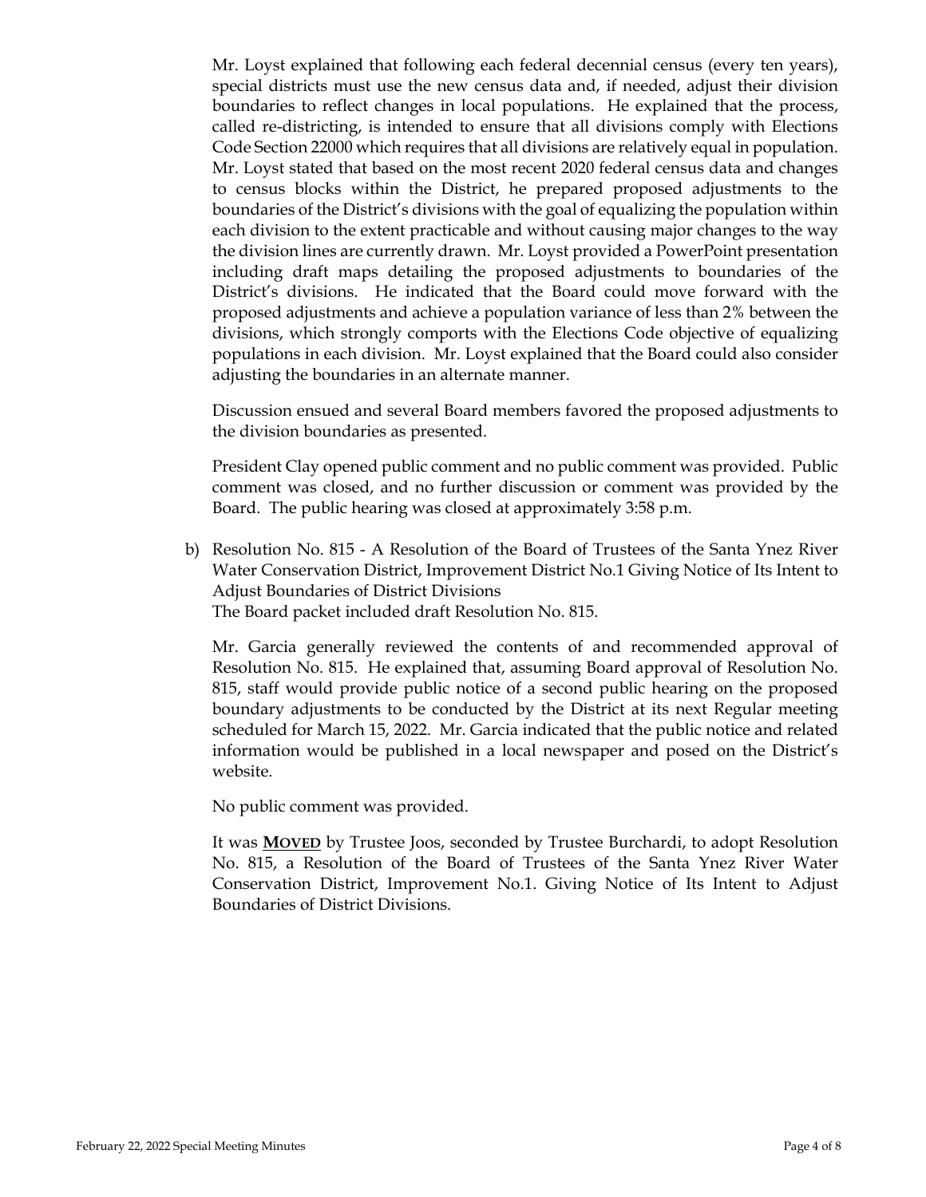Mr. Loyst explained that following each federal decennial census (every ten years), special districts must use the new census data and, if needed, adjust their division boundaries to reflect changes in local populations. He explained that the process, called re-districting, is intended to ensure that all divisions comply with Elections Code Section 22000 which requires that all divisions are relatively equal in population. Mr. Loyst stated that based on the most recent 2020 federal census data and changes to census blocks within the District, he prepared proposed adjustments to the boundaries of the District's divisions with the goal of equalizing the population within each division to the extent practicable and without causing major changes to the way the division lines are currently drawn. Mr. Loyst provided a PowerPoint presentation including draft maps detailing the proposed adjustments to boundaries of the District's divisions. He indicated that the Board could move forward with the proposed adjustments and achieve a population variance of less than 2% between the divisions, which strongly comports with the Elections Code objective of equalizing populations in each division. Mr. Loyst explained that the Board could also consider adjusting the boundaries in an alternate manner.

Discussion ensued and several Board members favored the proposed adjustments to the division boundaries as presented.

President Clay opened public comment and no public comment was provided. Public comment was closed, and no further discussion or comment was provided by the Board. The public hearing was closed at approximately 3:58 p.m.

b) Resolution No. 815 - A Resolution of the Board of Trustees of the Santa Ynez River Water Conservation District, Improvement District No.1 Giving Notice of Its Intent to Adjust Boundaries of District Divisions
The Board packet included draft Resolution No. 815.

Mr. Garcia generally reviewed the contents of and recommended approval of Resolution No. 815. He explained that, assuming Board approval of Resolution No. 815, staff would provide public notice of a second public hearing on the proposed boundary adjustments to be conducted by the District at its next Regular meeting scheduled for March 15, 2022. Mr. Garcia indicated that the public notice and related information would be published in a local newspaper and posed on the District's website.

No public comment was provided.

It was **MOVED** by Trustee Joos, seconded by Trustee Burchardi, to adopt Resolution No. 815, a Resolution of the Board of Trustees of the Santa Ynez River Water Conservation District, Improvement No.1. Giving Notice of Its Intent to Adjust Boundaries of District Divisions.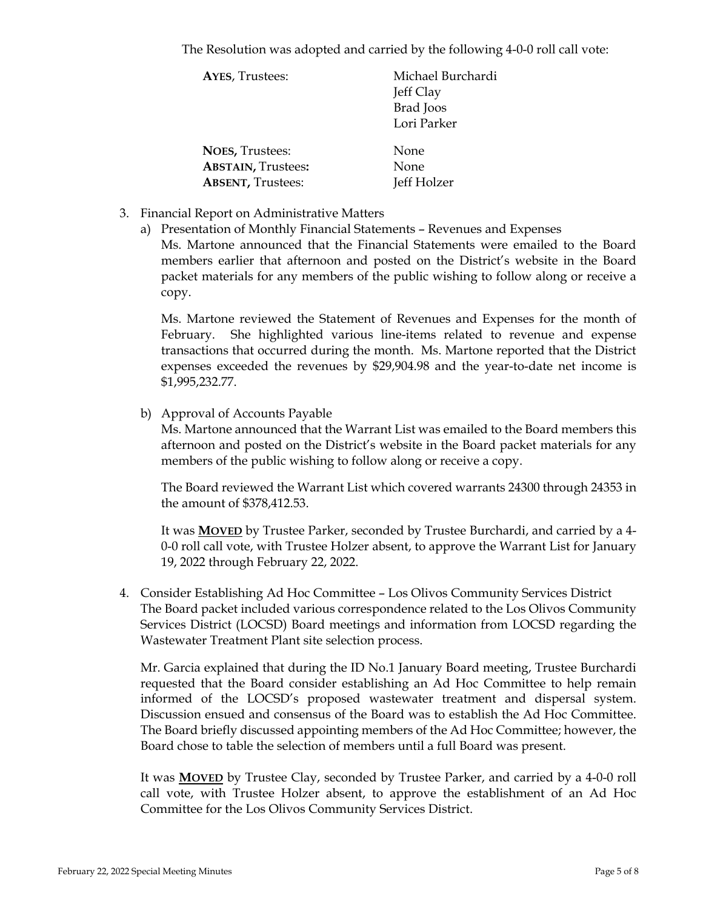The Resolution was adopted and carried by the following 4-0-0 roll call vote:

| | |
|---|---|
| **AYES**, Trustees: | Michael Burchardi<br>Jeff Clay<br>Brad Joos<br>Lori Parker |
| **NOES,** Trustees: | None |
| **ABSTAIN,** Trustees**:** | None |
| **ABSENT,** Trustees: | Jeff Holzer |

3. Financial Report on Administrative Matters
   a) Presentation of Monthly Financial Statements – Revenues and Expenses
   Ms. Martone announced that the Financial Statements were emailed to the Board members earlier that afternoon and posted on the District's website in the Board packet materials for any members of the public wishing to follow along or receive a copy.

      Ms. Martone reviewed the Statement of Revenues and Expenses for the month of February. She highlighted various line-items related to revenue and expense transactions that occurred during the month. Ms. Martone reported that the District expenses exceeded the revenues by $29,904.98 and the year-to-date net income is $1,995,232.77.

   b) Approval of Accounts Payable
   Ms. Martone announced that the Warrant List was emailed to the Board members this afternoon and posted on the District's website in the Board packet materials for any members of the public wishing to follow along or receive a copy.

      The Board reviewed the Warrant List which covered warrants 24300 through 24353 in the amount of $378,412.53.

      It was **MOVED** by Trustee Parker, seconded by Trustee Burchardi, and carried by a 4-0-0 roll call vote, with Trustee Holzer absent, to approve the Warrant List for January 19, 2022 through February 22, 2022.

4. Consider Establishing Ad Hoc Committee – Los Olivos Community Services District
   The Board packet included various correspondence related to the Los Olivos Community Services District (LOCSD) Board meetings and information from LOCSD regarding the Wastewater Treatment Plant site selection process.

   Mr. Garcia explained that during the ID No.1 January Board meeting, Trustee Burchardi requested that the Board consider establishing an Ad Hoc Committee to help remain informed of the LOCSD's proposed wastewater treatment and dispersal system. Discussion ensued and consensus of the Board was to establish the Ad Hoc Committee. The Board briefly discussed appointing members of the Ad Hoc Committee; however, the Board chose to table the selection of members until a full Board was present.

   It was **MOVED** by Trustee Clay, seconded by Trustee Parker, and carried by a 4-0-0 roll call vote, with Trustee Holzer absent, to approve the establishment of an Ad Hoc Committee for the Los Olivos Community Services District.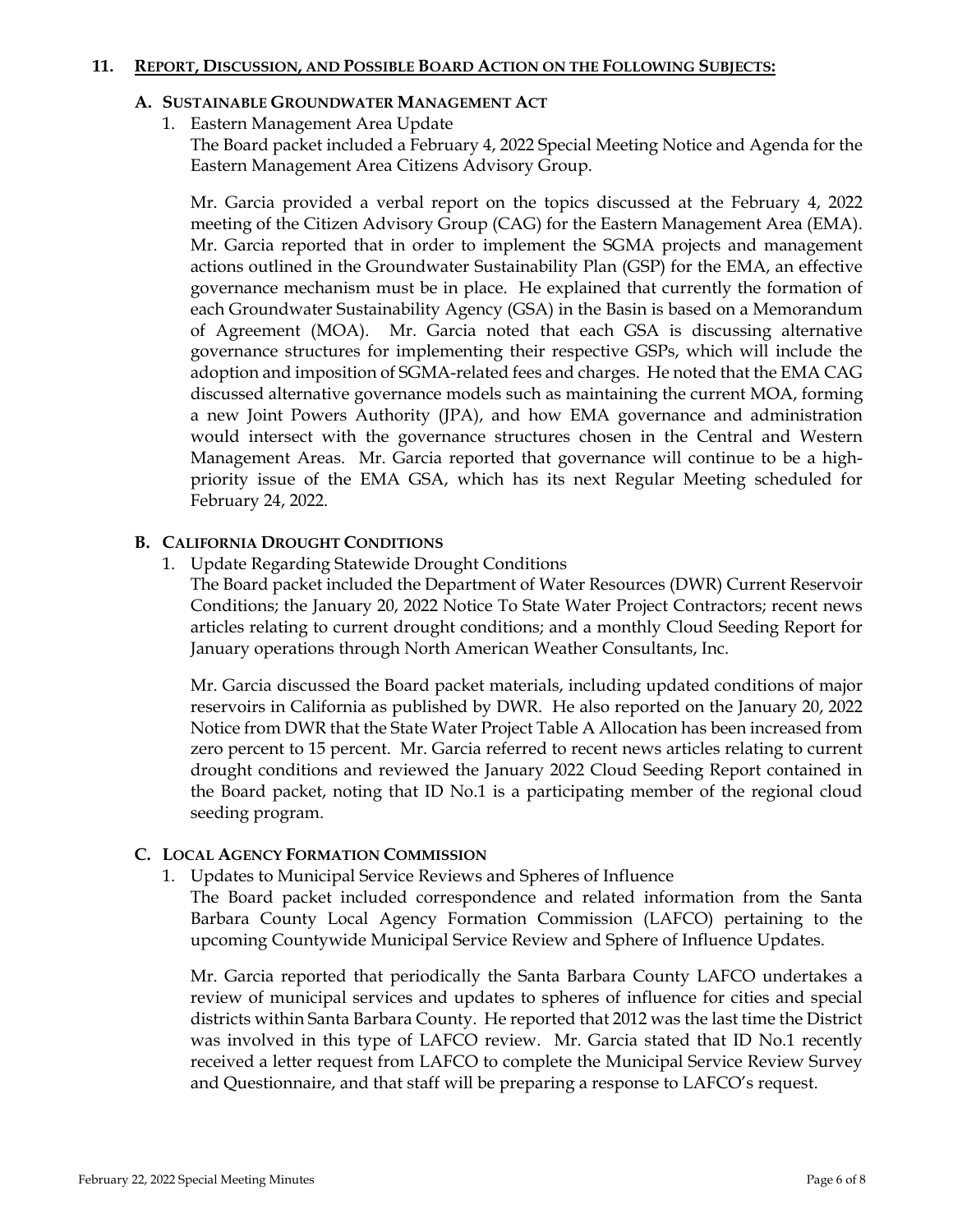## 11. REPORT, DISCUSSION, AND POSSIBLE BOARD ACTION ON THE FOLLOWING SUBJECTS:

### A. SUSTAINABLE GROUNDWATER MANAGEMENT ACT

1. Eastern Management Area Update

   The Board packet included a February 4, 2022 Special Meeting Notice and Agenda for the Eastern Management Area Citizens Advisory Group.

   Mr. Garcia provided a verbal report on the topics discussed at the February 4, 2022 meeting of the Citizen Advisory Group (CAG) for the Eastern Management Area (EMA). Mr. Garcia reported that in order to implement the SGMA projects and management actions outlined in the Groundwater Sustainability Plan (GSP) for the EMA, an effective governance mechanism must be in place. He explained that currently the formation of each Groundwater Sustainability Agency (GSA) in the Basin is based on a Memorandum of Agreement (MOA). Mr. Garcia noted that each GSA is discussing alternative governance structures for implementing their respective GSPs, which will include the adoption and imposition of SGMA-related fees and charges. He noted that the EMA CAG discussed alternative governance models such as maintaining the current MOA, forming a new Joint Powers Authority (JPA), and how EMA governance and administration would intersect with the governance structures chosen in the Central and Western Management Areas. Mr. Garcia reported that governance will continue to be a high-priority issue of the EMA GSA, which has its next Regular Meeting scheduled for February 24, 2022.

### B. CALIFORNIA DROUGHT CONDITIONS

1. Update Regarding Statewide Drought Conditions

   The Board packet included the Department of Water Resources (DWR) Current Reservoir Conditions; the January 20, 2022 Notice To State Water Project Contractors; recent news articles relating to current drought conditions; and a monthly Cloud Seeding Report for January operations through North American Weather Consultants, Inc.

   Mr. Garcia discussed the Board packet materials, including updated conditions of major reservoirs in California as published by DWR. He also reported on the January 20, 2022 Notice from DWR that the State Water Project Table A Allocation has been increased from zero percent to 15 percent. Mr. Garcia referred to recent news articles relating to current drought conditions and reviewed the January 2022 Cloud Seeding Report contained in the Board packet, noting that ID No.1 is a participating member of the regional cloud seeding program.

### C. LOCAL AGENCY FORMATION COMMISSION

1. Updates to Municipal Service Reviews and Spheres of Influence

   The Board packet included correspondence and related information from the Santa Barbara County Local Agency Formation Commission (LAFCO) pertaining to the upcoming Countywide Municipal Service Review and Sphere of Influence Updates.

   Mr. Garcia reported that periodically the Santa Barbara County LAFCO undertakes a review of municipal services and updates to spheres of influence for cities and special districts within Santa Barbara County. He reported that 2012 was the last time the District was involved in this type of LAFCO review. Mr. Garcia stated that ID No.1 recently received a letter request from LAFCO to complete the Municipal Service Review Survey and Questionnaire, and that staff will be preparing a response to LAFCO's request.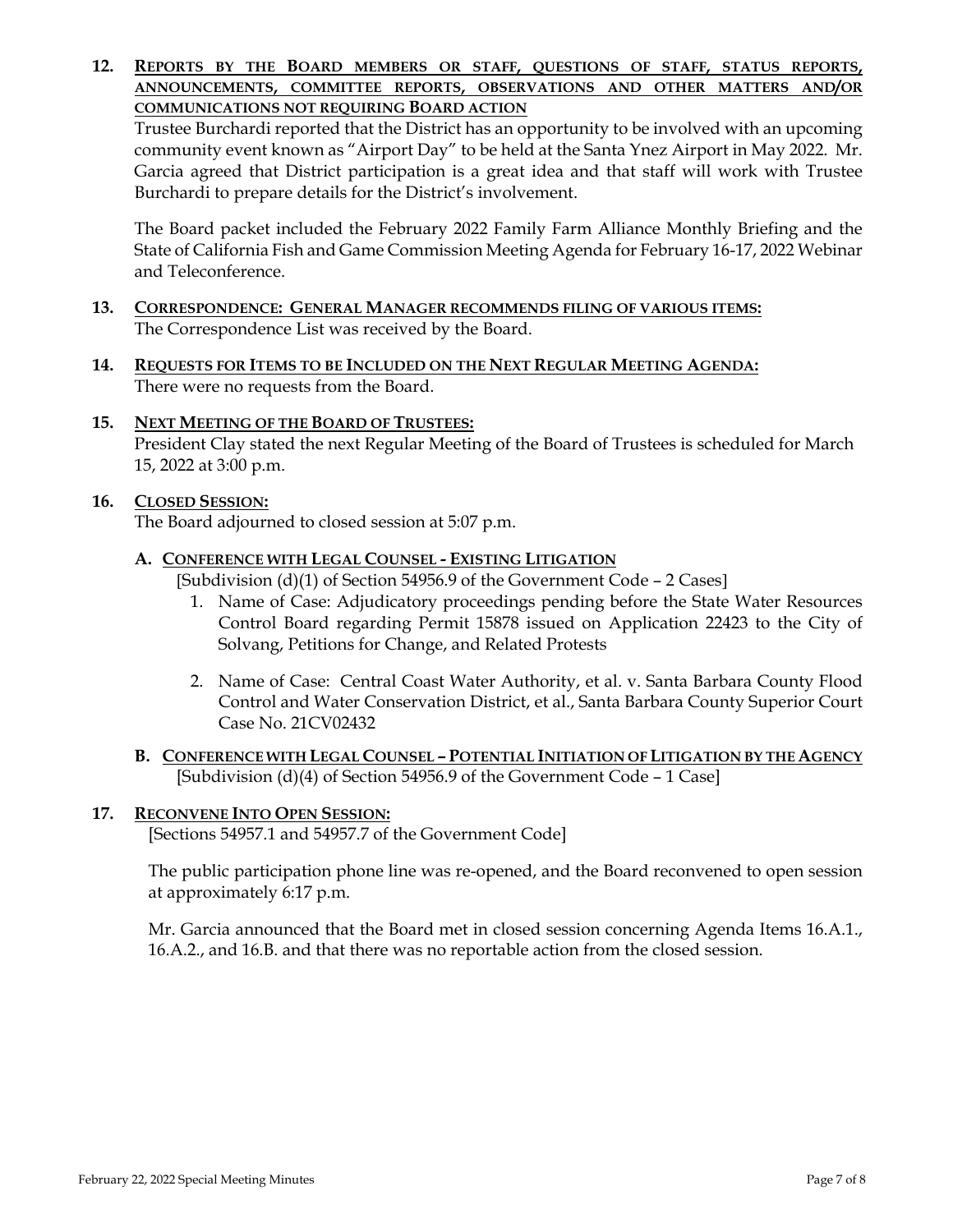**12. REPORTS BY THE BOARD MEMBERS OR STAFF, QUESTIONS OF STAFF, STATUS REPORTS, ANNOUNCEMENTS, COMMITTEE REPORTS, OBSERVATIONS AND OTHER MATTERS AND/OR COMMUNICATIONS NOT REQUIRING BOARD ACTION**

Trustee Burchardi reported that the District has an opportunity to be involved with an upcoming community event known as "Airport Day" to be held at the Santa Ynez Airport in May 2022. Mr. Garcia agreed that District participation is a great idea and that staff will work with Trustee Burchardi to prepare details for the District's involvement.

The Board packet included the February 2022 Family Farm Alliance Monthly Briefing and the State of California Fish and Game Commission Meeting Agenda for February 16-17, 2022 Webinar and Teleconference.

**13. CORRESPONDENCE: GENERAL MANAGER RECOMMENDS FILING OF VARIOUS ITEMS:**

The Correspondence List was received by the Board.

**14. REQUESTS FOR ITEMS TO BE INCLUDED ON THE NEXT REGULAR MEETING AGENDA:**

There were no requests from the Board.

**15. NEXT MEETING OF THE BOARD OF TRUSTEES:**

President Clay stated the next Regular Meeting of the Board of Trustees is scheduled for March 15, 2022 at 3:00 p.m.

**16. CLOSED SESSION:**

The Board adjourned to closed session at 5:07 p.m.

**A. CONFERENCE WITH LEGAL COUNSEL - EXISTING LITIGATION**

[Subdivision (d)(1) of Section 54956.9 of the Government Code – 2 Cases]

1. Name of Case: Adjudicatory proceedings pending before the State Water Resources Control Board regarding Permit 15878 issued on Application 22423 to the City of Solvang, Petitions for Change, and Related Protests

2. Name of Case: Central Coast Water Authority, et al. v. Santa Barbara County Flood Control and Water Conservation District, et al., Santa Barbara County Superior Court Case No. 21CV02432

**B. CONFERENCE WITH LEGAL COUNSEL – POTENTIAL INITIATION OF LITIGATION BY THE AGENCY**

[Subdivision (d)(4) of Section 54956.9 of the Government Code – 1 Case]

**17. RECONVENE INTO OPEN SESSION:**

[Sections 54957.1 and 54957.7 of the Government Code]

The public participation phone line was re-opened, and the Board reconvened to open session at approximately 6:17 p.m.

Mr. Garcia announced that the Board met in closed session concerning Agenda Items 16.A.1., 16.A.2., and 16.B. and that there was no reportable action from the closed session.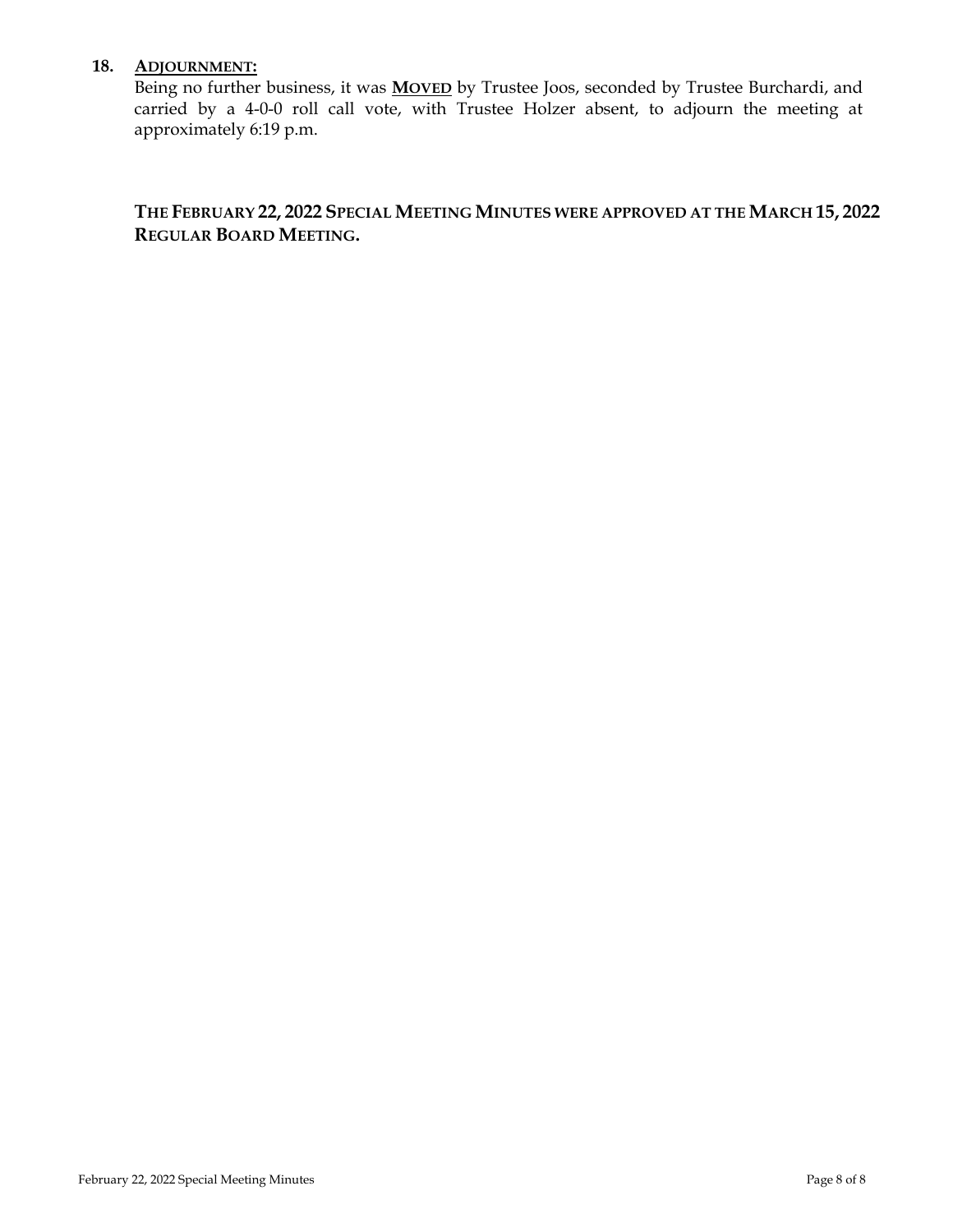**18. ADJOURNMENT:**

Being no further business, it was **MOVED** by Trustee Joos, seconded by Trustee Burchardi, and carried by a 4-0-0 roll call vote, with Trustee Holzer absent, to adjourn the meeting at approximately 6:19 p.m.

**THE FEBRUARY 22, 2022 SPECIAL MEETING MINUTES WERE APPROVED AT THE MARCH 15, 2022 REGULAR BOARD MEETING.**